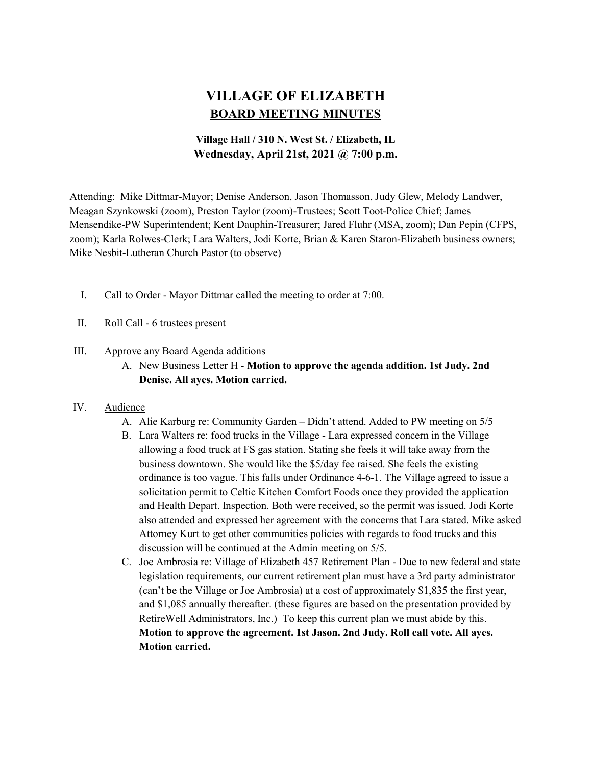# VILLAGE OF ELIZABETH

## BOARD MEETING MINUTES

### Village Hall / 310 N. West St. / Elizabeth, IL
### Wednesday, April 21st, 2021 @ 7:00 p.m.

Attending: Mike Dittmar-Mayor; Denise Anderson, Jason Thomasson, Judy Glew, Melody Landwer, Meagan Szynkowski (zoom), Preston Taylor (zoom)-Trustees; Scott Toot-Police Chief; James Mensendike-PW Superintendent; Kent Dauphin-Treasurer; Jared Fluhr (MSA, zoom); Dan Pepin (CFPS, zoom); Karla Rolwes-Clerk; Lara Walters, Jodi Korte, Brian & Karen Staron-Elizabeth business owners; Mike Nesbit-Lutheran Church Pastor (to observe)

I. Call to Order - Mayor Dittmar called the meeting to order at 7:00.

II. Roll Call - 6 trustees present

III. Approve any Board Agenda additions
   A. New Business Letter H - **Motion to approve the agenda addition. 1st Judy. 2nd Denise. All ayes. Motion carried.**

IV. Audience
   A. Alie Karburg re: Community Garden – Didn't attend. Added to PW meeting on 5/5
   B. Lara Walters re: food trucks in the Village - Lara expressed concern in the Village allowing a food truck at FS gas station. Stating she feels it will take away from the business downtown. She would like the $5/day fee raised. She feels the existing ordinance is too vague. This falls under Ordinance 4-6-1. The Village agreed to issue a solicitation permit to Celtic Kitchen Comfort Foods once they provided the application and Health Depart. Inspection. Both were received, so the permit was issued. Jodi Korte also attended and expressed her agreement with the concerns that Lara stated. Mike asked Attorney Kurt to get other communities policies with regards to food trucks and this discussion will be continued at the Admin meeting on 5/5.
   C. Joe Ambrosia re: Village of Elizabeth 457 Retirement Plan - Due to new federal and state legislation requirements, our current retirement plan must have a 3rd party administrator (can't be the Village or Joe Ambrosia) at a cost of approximately $1,835 the first year, and $1,085 annually thereafter. (these figures are based on the presentation provided by RetireWell Administrators, Inc.) To keep this current plan we must abide by this. **Motion to approve the agreement. 1st Jason. 2nd Judy. Roll call vote. All ayes. Motion carried.**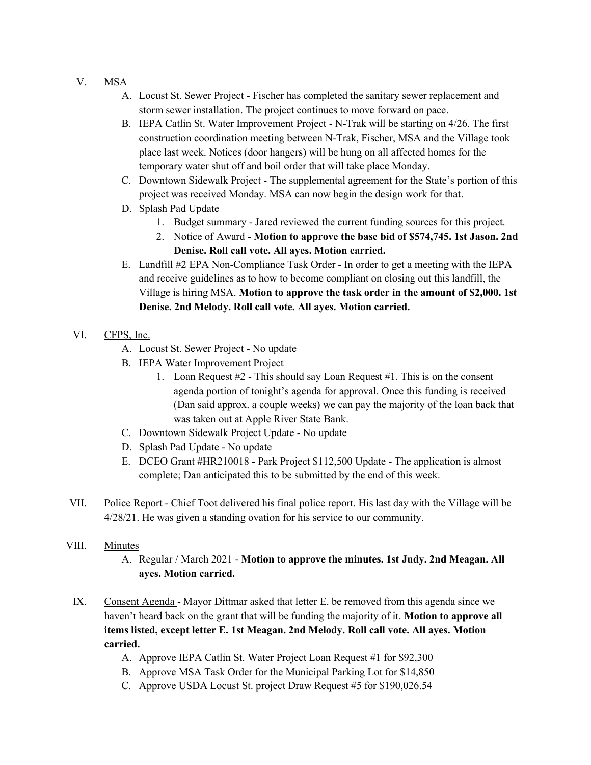V. <u>MSA</u>
   - A. Locust St. Sewer Project - Fischer has completed the sanitary sewer replacement and storm sewer installation. The project continues to move forward on pace.
   - B. IEPA Catlin St. Water Improvement Project - N-Trak will be starting on 4/26. The first construction coordination meeting between N-Trak, Fischer, MSA and the Village took place last week. Notices (door hangers) will be hung on all affected homes for the temporary water shut off and boil order that will take place Monday.
   - C. Downtown Sidewalk Project - The supplemental agreement for the State's portion of this project was received Monday. MSA can now begin the design work for that.
   - D. Splash Pad Update
     1. Budget summary - Jared reviewed the current funding sources for this project.
     2. Notice of Award - **Motion to approve the base bid of $574,745. 1st Jason. 2nd Denise. Roll call vote. All ayes. Motion carried.**
   - E. Landfill #2 EPA Non-Compliance Task Order - In order to get a meeting with the IEPA and receive guidelines as to how to become compliant on closing out this landfill, the Village is hiring MSA. **Motion to approve the task order in the amount of $2,000. 1st Denise. 2nd Melody. Roll call vote. All ayes. Motion carried.**

VI. <u>CFPS, Inc.</u>
   - A. Locust St. Sewer Project - No update
   - B. IEPA Water Improvement Project
     1. Loan Request #2 - This should say Loan Request #1. This is on the consent agenda portion of tonight's agenda for approval. Once this funding is received (Dan said approx. a couple weeks) we can pay the majority of the loan back that was taken out at Apple River State Bank.
   - C. Downtown Sidewalk Project Update - No update
   - D. Splash Pad Update - No update
   - E. DCEO Grant #HR210018 - Park Project $112,500 Update - The application is almost complete; Dan anticipated this to be submitted by the end of this week.

VII. <u>Police Report</u> - Chief Toot delivered his final police report. His last day with the Village will be 4/28/21. He was given a standing ovation for his service to our community.

VIII. <u>Minutes</u>
   - A. Regular / March 2021 - **Motion to approve the minutes. 1st Judy. 2nd Meagan. All ayes. Motion carried.**

IX. <u>Consent Agenda</u> - Mayor Dittmar asked that letter E. be removed from this agenda since we haven't heard back on the grant that will be funding the majority of it. **Motion to approve all items listed, except letter E. 1st Meagan. 2nd Melody. Roll call vote. All ayes. Motion carried.**
   - A. Approve IEPA Catlin St. Water Project Loan Request #1 for $92,300
   - B. Approve MSA Task Order for the Municipal Parking Lot for $14,850
   - C. Approve USDA Locust St. project Draw Request #5 for $190,026.54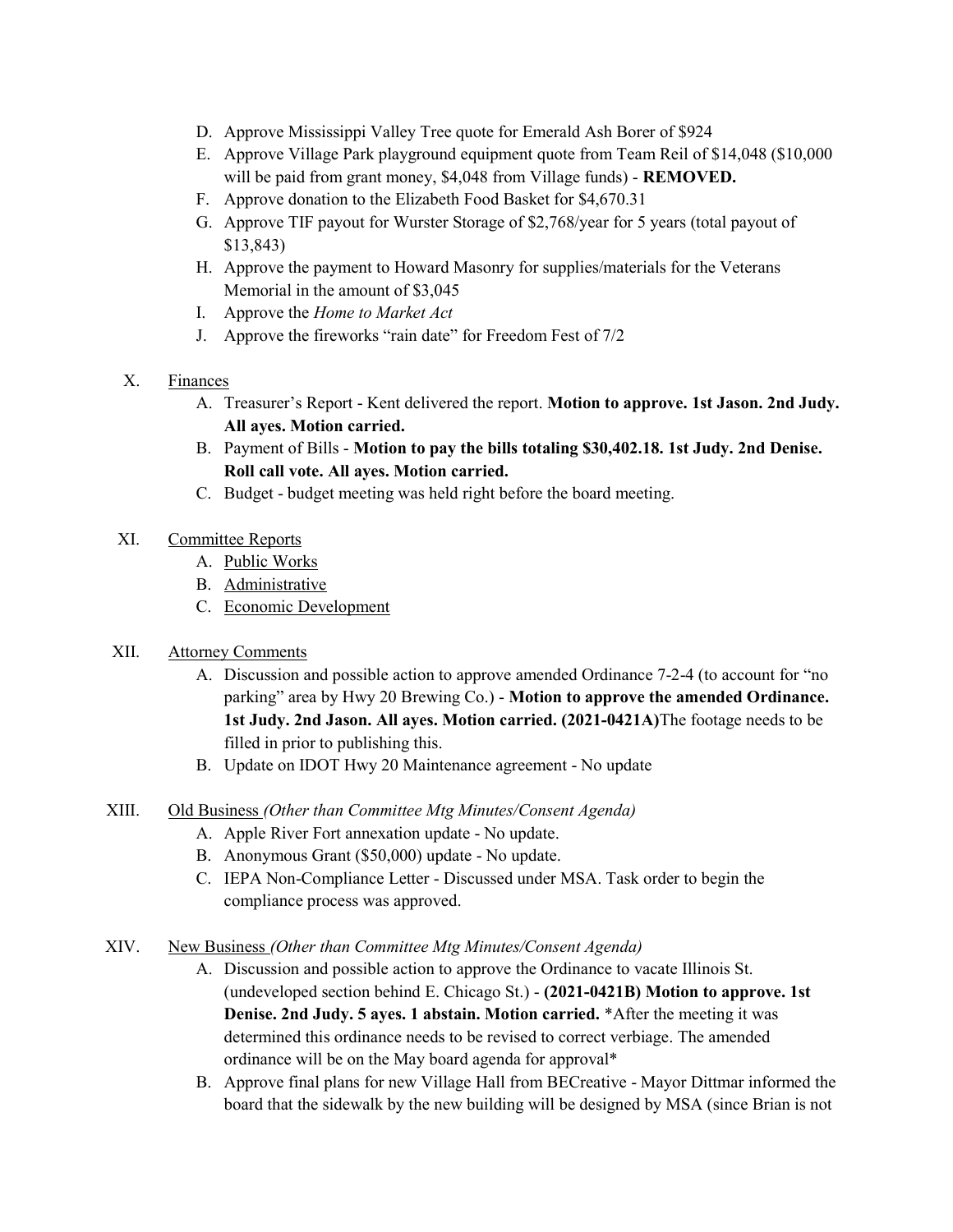D. Approve Mississippi Valley Tree quote for Emerald Ash Borer of $924
E. Approve Village Park playground equipment quote from Team Reil of $14,048 ($10,000 will be paid from grant money, $4,048 from Village funds) - **REMOVED.**
F. Approve donation to the Elizabeth Food Basket for $4,670.31
G. Approve TIF payout for Wurster Storage of $2,768/year for 5 years (total payout of $13,843)
H. Approve the payment to Howard Masonry for supplies/materials for the Veterans Memorial in the amount of $3,045
I. Approve the *Home to Market Act*
J. Approve the fireworks "rain date" for Freedom Fest of 7/2

X. Finances
   A. Treasurer's Report - Kent delivered the report. **Motion to approve. 1st Jason. 2nd Judy. All ayes. Motion carried.**
   B. Payment of Bills - **Motion to pay the bills totaling $30,402.18. 1st Judy. 2nd Denise. Roll call vote. All ayes. Motion carried.**
   C. Budget - budget meeting was held right before the board meeting.

XI. Committee Reports
   A. Public Works
   B. Administrative
   C. Economic Development

XII. Attorney Comments
   A. Discussion and possible action to approve amended Ordinance 7-2-4 (to account for "no parking" area by Hwy 20 Brewing Co.) - **Motion to approve the amended Ordinance. 1st Judy. 2nd Jason. All ayes. Motion carried. (2021-0421A)**The footage needs to be filled in prior to publishing this.
   B. Update on IDOT Hwy 20 Maintenance agreement - No update

XIII. Old Business *(Other than Committee Mtg Minutes/Consent Agenda)*
   A. Apple River Fort annexation update - No update.
   B. Anonymous Grant ($50,000) update - No update.
   C. IEPA Non-Compliance Letter - Discussed under MSA. Task order to begin the compliance process was approved.

XIV. New Business *(Other than Committee Mtg Minutes/Consent Agenda)*
   A. Discussion and possible action to approve the Ordinance to vacate Illinois St. (undeveloped section behind E. Chicago St.) - **(2021-0421B) Motion to approve. 1st Denise. 2nd Judy. 5 ayes. 1 abstain. Motion carried.** *After the meeting it was determined this ordinance needs to be revised to correct verbiage. The amended ordinance will be on the May board agenda for approval*
   B. Approve final plans for new Village Hall from BECreative - Mayor Dittmar informed the board that the sidewalk by the new building will be designed by MSA (since Brian is not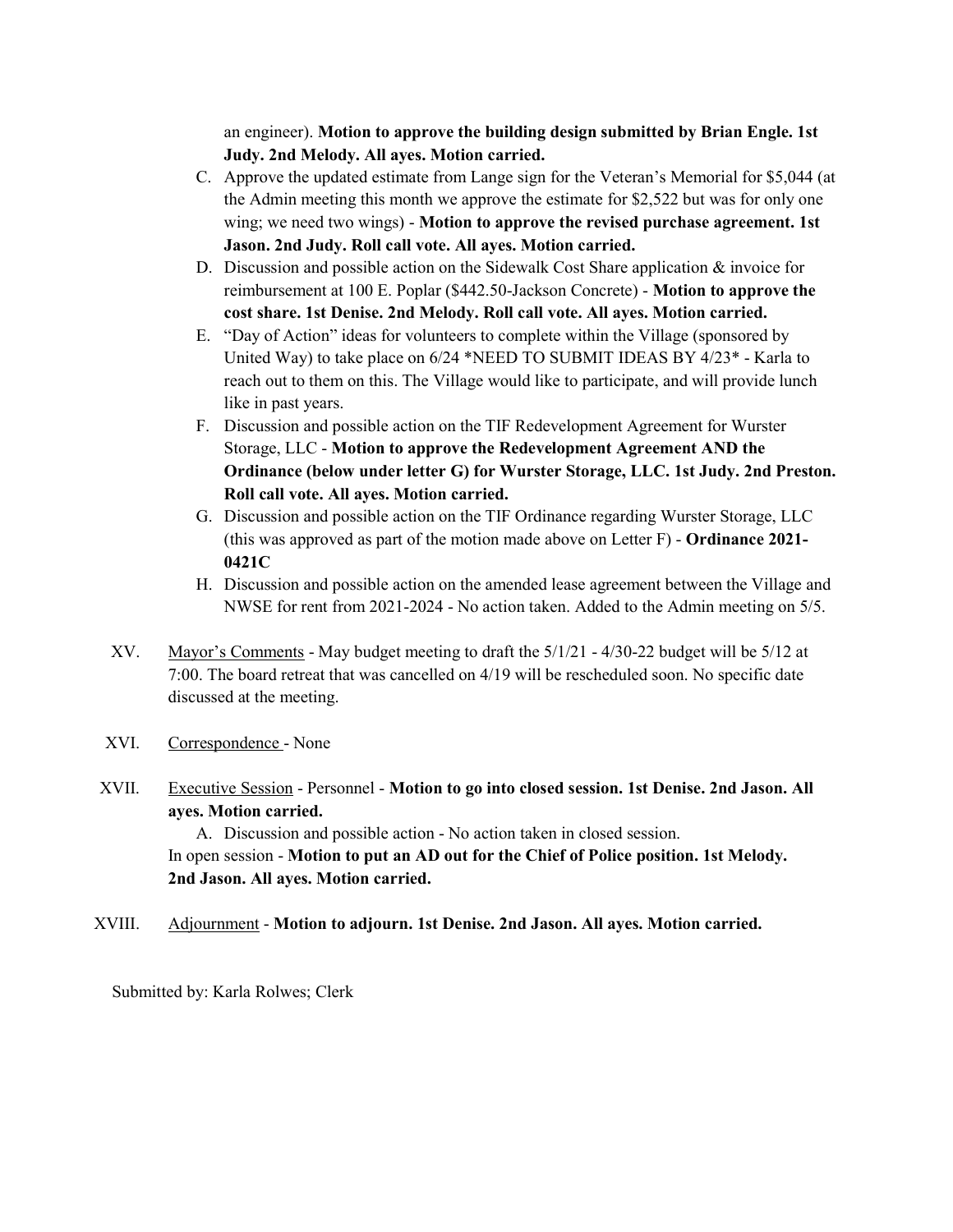an engineer). **Motion to approve the building design submitted by Brian Engle. 1st Judy. 2nd Melody. All ayes. Motion carried.**

C. Approve the updated estimate from Lange sign for the Veteran's Memorial for $5,044 (at the Admin meeting this month we approve the estimate for $2,522 but was for only one wing; we need two wings) - **Motion to approve the revised purchase agreement. 1st Jason. 2nd Judy. Roll call vote. All ayes. Motion carried.**

D. Discussion and possible action on the Sidewalk Cost Share application & invoice for reimbursement at 100 E. Poplar ($442.50-Jackson Concrete) - **Motion to approve the cost share. 1st Denise. 2nd Melody. Roll call vote. All ayes. Motion carried.**

E. "Day of Action" ideas for volunteers to complete within the Village (sponsored by United Way) to take place on 6/24 *NEED TO SUBMIT IDEAS BY 4/23* - Karla to reach out to them on this. The Village would like to participate, and will provide lunch like in past years.

F. Discussion and possible action on the TIF Redevelopment Agreement for Wurster Storage, LLC - **Motion to approve the Redevelopment Agreement AND the Ordinance (below under letter G) for Wurster Storage, LLC. 1st Judy. 2nd Preston. Roll call vote. All ayes. Motion carried.**

G. Discussion and possible action on the TIF Ordinance regarding Wurster Storage, LLC (this was approved as part of the motion made above on Letter F) - **Ordinance 2021-0421C**

H. Discussion and possible action on the amended lease agreement between the Village and NWSE for rent from 2021-2024 - No action taken. Added to the Admin meeting on 5/5.

XV. Mayor's Comments - May budget meeting to draft the 5/1/21 - 4/30-22 budget will be 5/12 at 7:00. The board retreat that was cancelled on 4/19 will be rescheduled soon. No specific date discussed at the meeting.

XVI. Correspondence - None

XVII. Executive Session - Personnel - **Motion to go into closed session. 1st Denise. 2nd Jason. All ayes. Motion carried.**

A. Discussion and possible action - No action taken in closed session.

In open session - **Motion to put an AD out for the Chief of Police position. 1st Melody. 2nd Jason. All ayes. Motion carried.**

XVIII. Adjournment - **Motion to adjourn. 1st Denise. 2nd Jason. All ayes. Motion carried.**

Submitted by: Karla Rolwes; Clerk